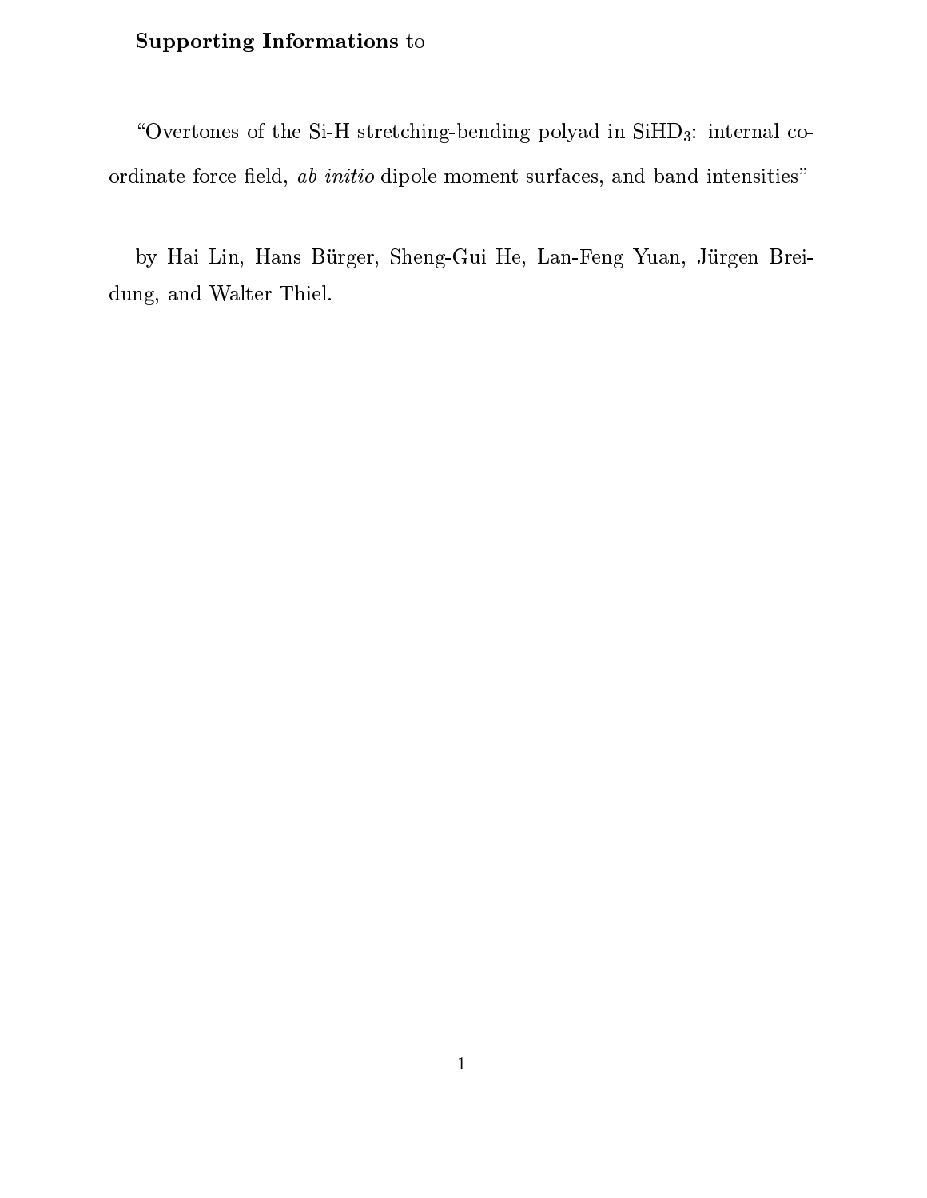**Supporting Informations** to

"Overtones of the Si-H stretching-bending polyad in $SiHD_3$: internal coordinate force field, *ab initio* dipole moment surfaces, and band intensities"

by Hai Lin, Hans Bürger, Sheng-Gui He, Lan-Feng Yuan, Jürgen Breidung, and Walter Thiel.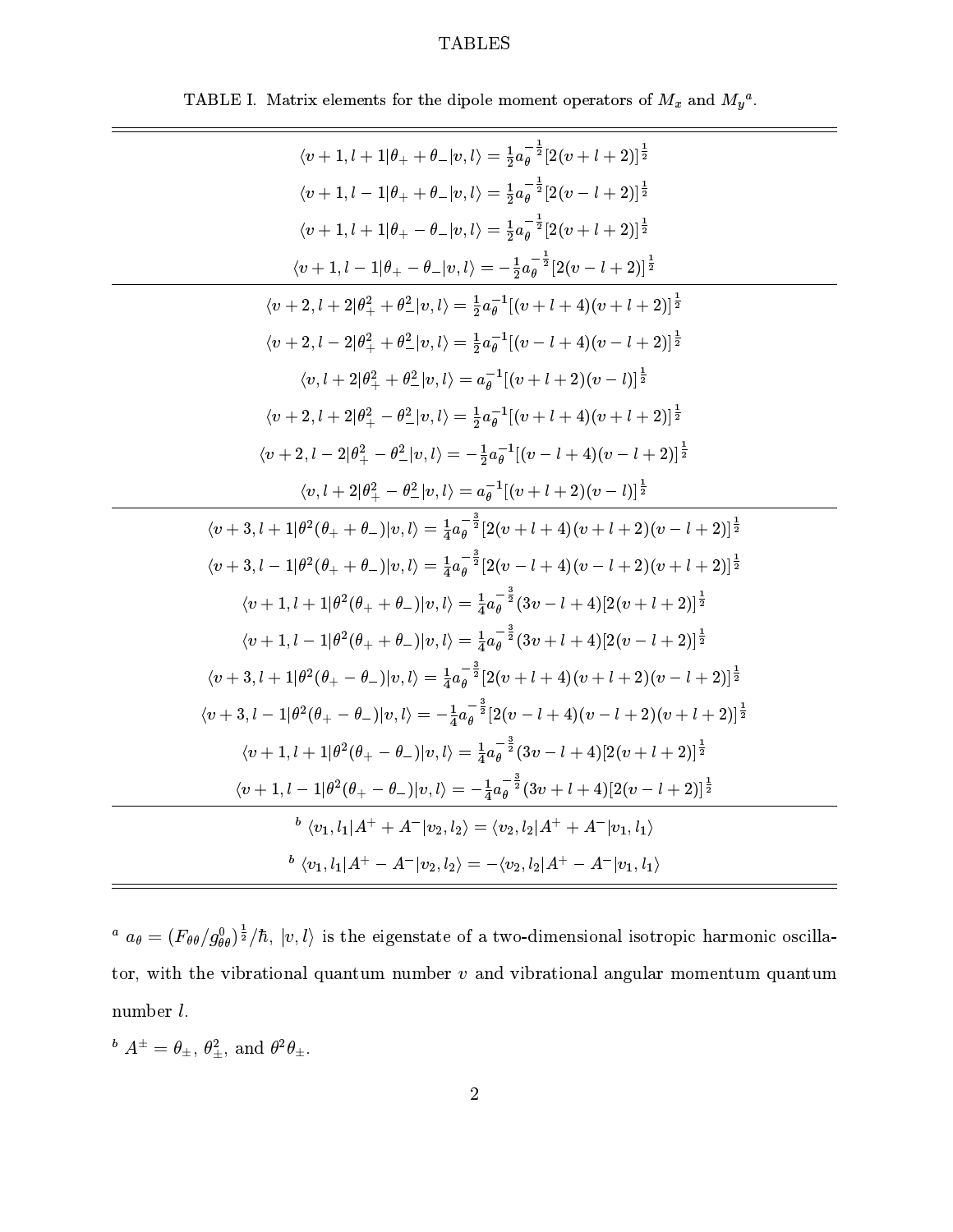TABLE I. Matrix elements for the dipole moment operators of $M_x$ and $M_y$[a].

| |
|---|
| $\langle v+1, l+1 \vert \theta_+ + \theta_- \vert v, l\rangle = \frac{1}{2} a_\theta^{-\frac{1}{2}} [2(v+l+2)]^{\frac{1}{2}}$ |
| $\langle v+1, l-1 \vert \theta_+ + \theta_- \vert v, l\rangle = \frac{1}{2} a_\theta^{-\frac{1}{2}} [2(v-l+2)]^{\frac{1}{2}}$ |
| $\langle v+1, l+1 \vert \theta_+ - \theta_- \vert v, l\rangle = \frac{1}{2} a_\theta^{-\frac{1}{2}} [2(v+l+2)]^{\frac{1}{2}}$ |
| $\langle v+1, l-1 \vert \theta_+ - \theta_- \vert v, l\rangle = -\frac{1}{2} a_\theta^{-\frac{1}{2}} [2(v-l+2)]^{\frac{1}{2}}$ |
| $\langle v+2, l+2 \vert \theta_+^2 + \theta_-^2 \vert v, l\rangle = \frac{1}{2} a_\theta^{-1} [(v+l+4)(v+l+2)]^{\frac{1}{2}}$ |
| $\langle v+2, l-2 \vert \theta_+^2 + \theta_-^2 \vert v, l\rangle = \frac{1}{2} a_\theta^{-1} [(v-l+4)(v-l+2)]^{\frac{1}{2}}$ |
| $\langle v, l+2 \vert \theta_+^2 + \theta_-^2 \vert v, l\rangle = a_\theta^{-1} [(v+l+2)(v-l)]^{\frac{1}{2}}$ |
| $\langle v+2, l+2 \vert \theta_+^2 - \theta_-^2 \vert v, l\rangle = \frac{1}{2} a_\theta^{-1} [(v+l+4)(v+l+2)]^{\frac{1}{2}}$ |
| $\langle v+2, l-2 \vert \theta_+^2 - \theta_-^2 \vert v, l\rangle = -\frac{1}{2} a_\theta^{-1} [(v-l+4)(v-l+2)]^{\frac{1}{2}}$ |
| $\langle v, l+2 \vert \theta_+^2 - \theta_-^2 \vert v, l\rangle = a_\theta^{-1} [(v+l+2)(v-l)]^{\frac{1}{2}}$ |
| $\langle v+3, l+1 \vert \theta^2(\theta_+ + \theta_-) \vert v, l\rangle = \frac{1}{4} a_\theta^{-\frac{3}{2}} [2(v+l+4)(v+l+2)(v-l+2)]^{\frac{1}{2}}$ |
| $\langle v+3, l-1 \vert \theta^2(\theta_+ + \theta_-) \vert v, l\rangle = \frac{1}{4} a_\theta^{-\frac{3}{2}} [2(v-l+4)(v-l+2)(v+l+2)]^{\frac{1}{2}}$ |
| $\langle v+1, l+1 \vert \theta^2(\theta_+ + \theta_-) \vert v, l\rangle = \frac{1}{4} a_\theta^{-\frac{3}{2}} (3v-l+4) [2(v+l+2)]^{\frac{1}{2}}$ |
| $\langle v+1, l-1 \vert \theta^2(\theta_+ + \theta_-) \vert v, l\rangle = \frac{1}{4} a_\theta^{-\frac{3}{2}} (3v+l+4) [2(v-l+2)]^{\frac{1}{2}}$ |
| $\langle v+3, l+1 \vert \theta^2(\theta_+ - \theta_-) \vert v, l\rangle = \frac{1}{4} a_\theta^{-\frac{3}{2}} [2(v+l+4)(v+l+2)(v-l+2)]^{\frac{1}{2}}$ |
| $\langle v+3, l-1 \vert \theta^2(\theta_+ - \theta_-) \vert v, l\rangle = -\frac{1}{4} a_\theta^{-\frac{3}{2}} [2(v-l+4)(v-l+2)(v+l+2)]^{\frac{1}{2}}$ |
| $\langle v+1, l+1 \vert \theta^2(\theta_+ - \theta_-) \vert v, l\rangle = \frac{1}{4} a_\theta^{-\frac{3}{2}} (3v-l+4) [2(v+l+2)]^{\frac{1}{2}}$ |
| $\langle v+1, l-1 \vert \theta^2(\theta_+ - \theta_-) \vert v, l\rangle = -\frac{1}{4} a_\theta^{-\frac{3}{2}} (3v+l+4) [2(v-l+2)]^{\frac{1}{2}}$ |
| [b] $\langle v_1, l_1 \vert A^+ + A^- \vert v_2, l_2\rangle = \langle v_2, l_2 \vert A^+ + A^- \vert v_1, l_1\rangle$ |
| [b] $\langle v_1, l_1 \vert A^+ - A^- \vert v_2, l_2\rangle = -\langle v_2, l_2 \vert A^+ - A^- \vert v_1, l_1\rangle$ |

[a] $a_\theta = (F_{\theta\theta}/g^0_{\theta\theta})^{\frac{1}{2}}/\hbar$, $|v, l\rangle$ is the eigenstate of a two-dimensional isotropic harmonic oscillator, with the vibrational quantum number $v$ and vibrational angular momentum quantum number $l$.

[b] $A^\pm = \theta_\pm$, $\theta_\pm^2$, and $\theta^2\theta_\pm$.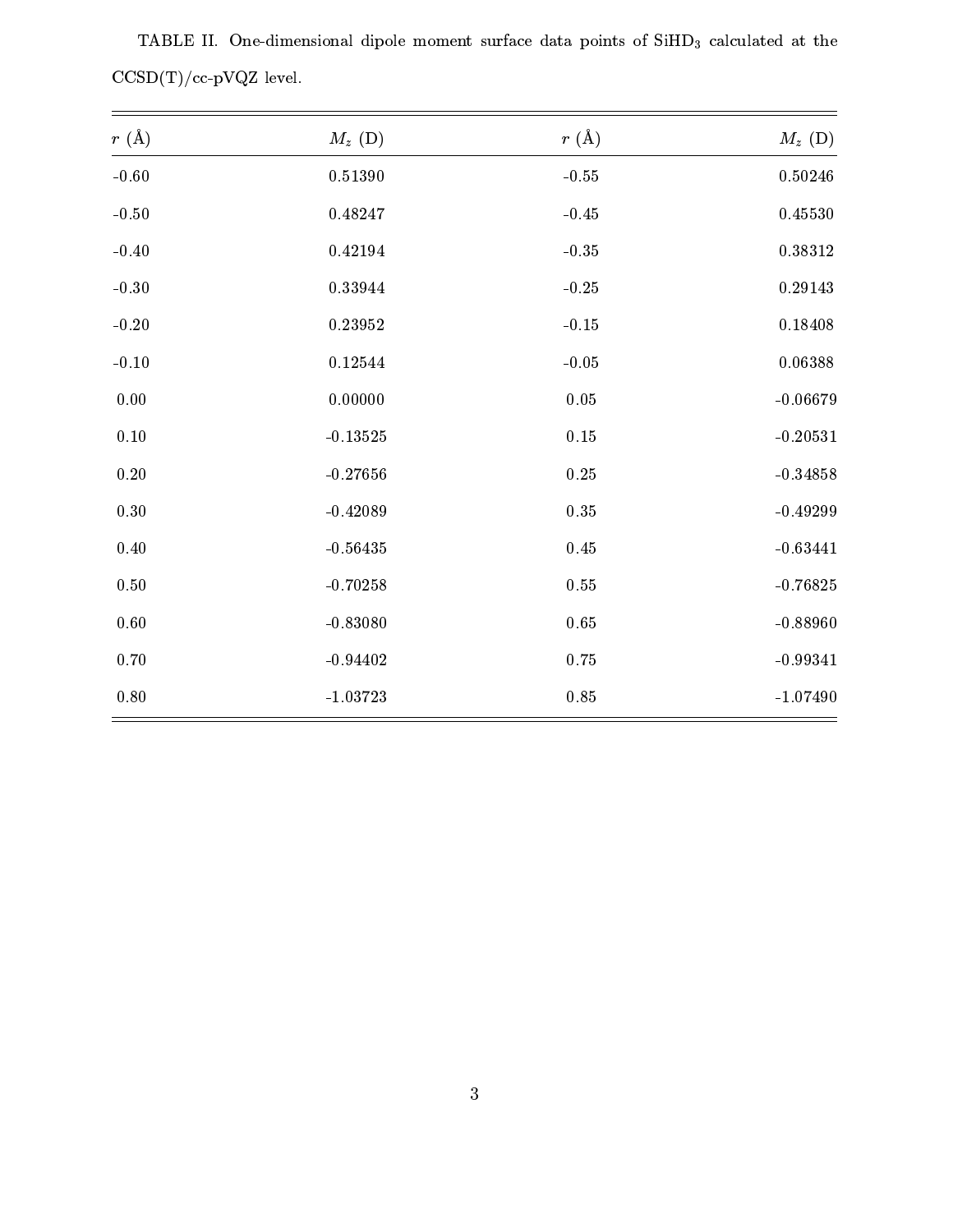TABLE II. One-dimensional dipole moment surface data points of $SiHD_3$ calculated at the CCSD(T)/cc-pVQZ level.

| $r$ (Å) | $M_z$ (D) | $r$ (Å) | $M_z$ (D) |
|---|---|---|---|
| -0.60 | 0.51390 | -0.55 | 0.50246 |
| -0.50 | 0.48247 | -0.45 | 0.45530 |
| -0.40 | 0.42194 | -0.35 | 0.38312 |
| -0.30 | 0.33944 | -0.25 | 0.29143 |
| -0.20 | 0.23952 | -0.15 | 0.18408 |
| -0.10 | 0.12544 | -0.05 | 0.06388 |
| 0.00 | 0.00000 | 0.05 | -0.06679 |
| 0.10 | -0.13525 | 0.15 | -0.20531 |
| 0.20 | -0.27656 | 0.25 | -0.34858 |
| 0.30 | -0.42089 | 0.35 | -0.49299 |
| 0.40 | -0.56435 | 0.45 | -0.63441 |
| 0.50 | -0.70258 | 0.55 | -0.76825 |
| 0.60 | -0.83080 | 0.65 | -0.88960 |
| 0.70 | -0.94402 | 0.75 | -0.99341 |
| 0.80 | -1.03723 | 0.85 | -1.07490 |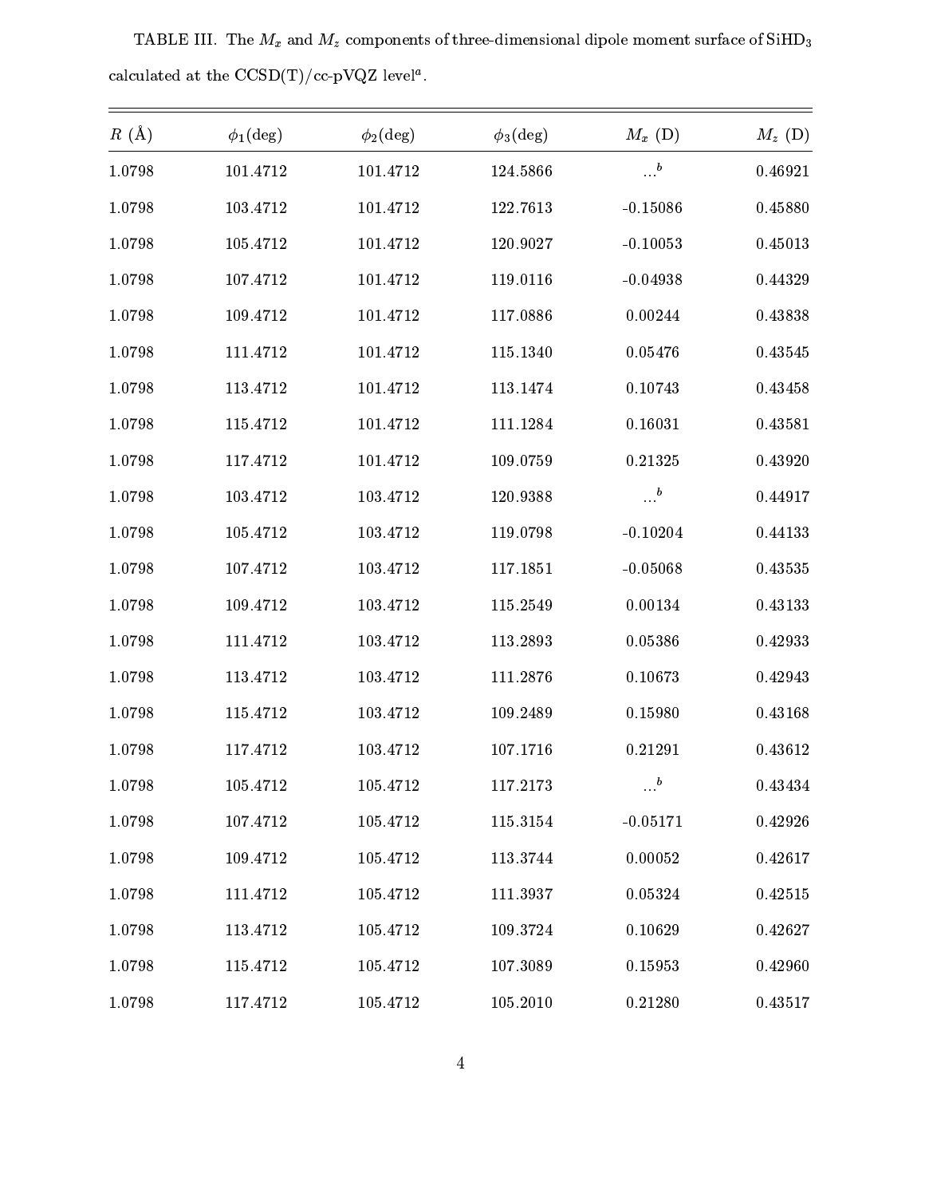TABLE III. The $M_x$ and $M_z$ components of three-dimensional dipole moment surface of $SiHD_3$ calculated at the CCSD(T)/cc-pVQZ level[a].

| $R$ (Å) | $\phi_1$(deg) | $\phi_2$(deg) | $\phi_3$(deg) | $M_x$ (D) | $M_z$ (D) |
|---|---|---|---|---|---|
| 1.0798 | 101.4712 | 101.4712 | 124.5866 | ...[b] | 0.46921 |
| 1.0798 | 103.4712 | 101.4712 | 122.7613 | -0.15086 | 0.45880 |
| 1.0798 | 105.4712 | 101.4712 | 120.9027 | -0.10053 | 0.45013 |
| 1.0798 | 107.4712 | 101.4712 | 119.0116 | -0.04938 | 0.44329 |
| 1.0798 | 109.4712 | 101.4712 | 117.0886 | 0.00244 | 0.43838 |
| 1.0798 | 111.4712 | 101.4712 | 115.1340 | 0.05476 | 0.43545 |
| 1.0798 | 113.4712 | 101.4712 | 113.1474 | 0.10743 | 0.43458 |
| 1.0798 | 115.4712 | 101.4712 | 111.1284 | 0.16031 | 0.43581 |
| 1.0798 | 117.4712 | 101.4712 | 109.0759 | 0.21325 | 0.43920 |
| 1.0798 | 103.4712 | 103.4712 | 120.9388 | ...[b] | 0.44917 |
| 1.0798 | 105.4712 | 103.4712 | 119.0798 | -0.10204 | 0.44133 |
| 1.0798 | 107.4712 | 103.4712 | 117.1851 | -0.05068 | 0.43535 |
| 1.0798 | 109.4712 | 103.4712 | 115.2549 | 0.00134 | 0.43133 |
| 1.0798 | 111.4712 | 103.4712 | 113.2893 | 0.05386 | 0.42933 |
| 1.0798 | 113.4712 | 103.4712 | 111.2876 | 0.10673 | 0.42943 |
| 1.0798 | 115.4712 | 103.4712 | 109.2489 | 0.15980 | 0.43168 |
| 1.0798 | 117.4712 | 103.4712 | 107.1716 | 0.21291 | 0.43612 |
| 1.0798 | 105.4712 | 105.4712 | 117.2173 | ...[b] | 0.43434 |
| 1.0798 | 107.4712 | 105.4712 | 115.3154 | -0.05171 | 0.42926 |
| 1.0798 | 109.4712 | 105.4712 | 113.3744 | 0.00052 | 0.42617 |
| 1.0798 | 111.4712 | 105.4712 | 111.3937 | 0.05324 | 0.42515 |
| 1.0798 | 113.4712 | 105.4712 | 109.3724 | 0.10629 | 0.42627 |
| 1.0798 | 115.4712 | 105.4712 | 107.3089 | 0.15953 | 0.42960 |
| 1.0798 | 117.4712 | 105.4712 | 105.2010 | 0.21280 | 0.43517 |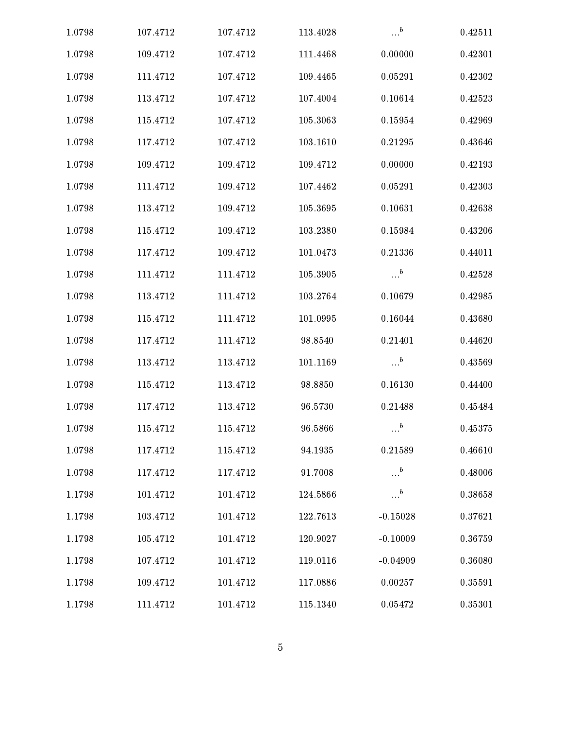| | | | | | |
|---|---|---|---|---|---|
| 1.0798 | 107.4712 | 107.4712 | 113.4028 | ...[b] | 0.42511 |
| 1.0798 | 109.4712 | 107.4712 | 111.4468 | 0.00000 | 0.42301 |
| 1.0798 | 111.4712 | 107.4712 | 109.4465 | 0.05291 | 0.42302 |
| 1.0798 | 113.4712 | 107.4712 | 107.4004 | 0.10614 | 0.42523 |
| 1.0798 | 115.4712 | 107.4712 | 105.3063 | 0.15954 | 0.42969 |
| 1.0798 | 117.4712 | 107.4712 | 103.1610 | 0.21295 | 0.43646 |
| 1.0798 | 109.4712 | 109.4712 | 109.4712 | 0.00000 | 0.42193 |
| 1.0798 | 111.4712 | 109.4712 | 107.4462 | 0.05291 | 0.42303 |
| 1.0798 | 113.4712 | 109.4712 | 105.3695 | 0.10631 | 0.42638 |
| 1.0798 | 115.4712 | 109.4712 | 103.2380 | 0.15984 | 0.43206 |
| 1.0798 | 117.4712 | 109.4712 | 101.0473 | 0.21336 | 0.44011 |
| 1.0798 | 111.4712 | 111.4712 | 105.3905 | ...[b] | 0.42528 |
| 1.0798 | 113.4712 | 111.4712 | 103.2764 | 0.10679 | 0.42985 |
| 1.0798 | 115.4712 | 111.4712 | 101.0995 | 0.16044 | 0.43680 |
| 1.0798 | 117.4712 | 111.4712 | 98.8540 | 0.21401 | 0.44620 |
| 1.0798 | 113.4712 | 113.4712 | 101.1169 | ...[b] | 0.43569 |
| 1.0798 | 115.4712 | 113.4712 | 98.8850 | 0.16130 | 0.44400 |
| 1.0798 | 117.4712 | 113.4712 | 96.5730 | 0.21488 | 0.45484 |
| 1.0798 | 115.4712 | 115.4712 | 96.5866 | ...[b] | 0.45375 |
| 1.0798 | 117.4712 | 115.4712 | 94.1935 | 0.21589 | 0.46610 |
| 1.0798 | 117.4712 | 117.4712 | 91.7008 | ...[b] | 0.48006 |
| 1.1798 | 101.4712 | 101.4712 | 124.5866 | ...[b] | 0.38658 |
| 1.1798 | 103.4712 | 101.4712 | 122.7613 | -0.15028 | 0.37621 |
| 1.1798 | 105.4712 | 101.4712 | 120.9027 | -0.10009 | 0.36759 |
| 1.1798 | 107.4712 | 101.4712 | 119.0116 | -0.04909 | 0.36080 |
| 1.1798 | 109.4712 | 101.4712 | 117.0886 | 0.00257 | 0.35591 |
| 1.1798 | 111.4712 | 101.4712 | 115.1340 | 0.05472 | 0.35301 |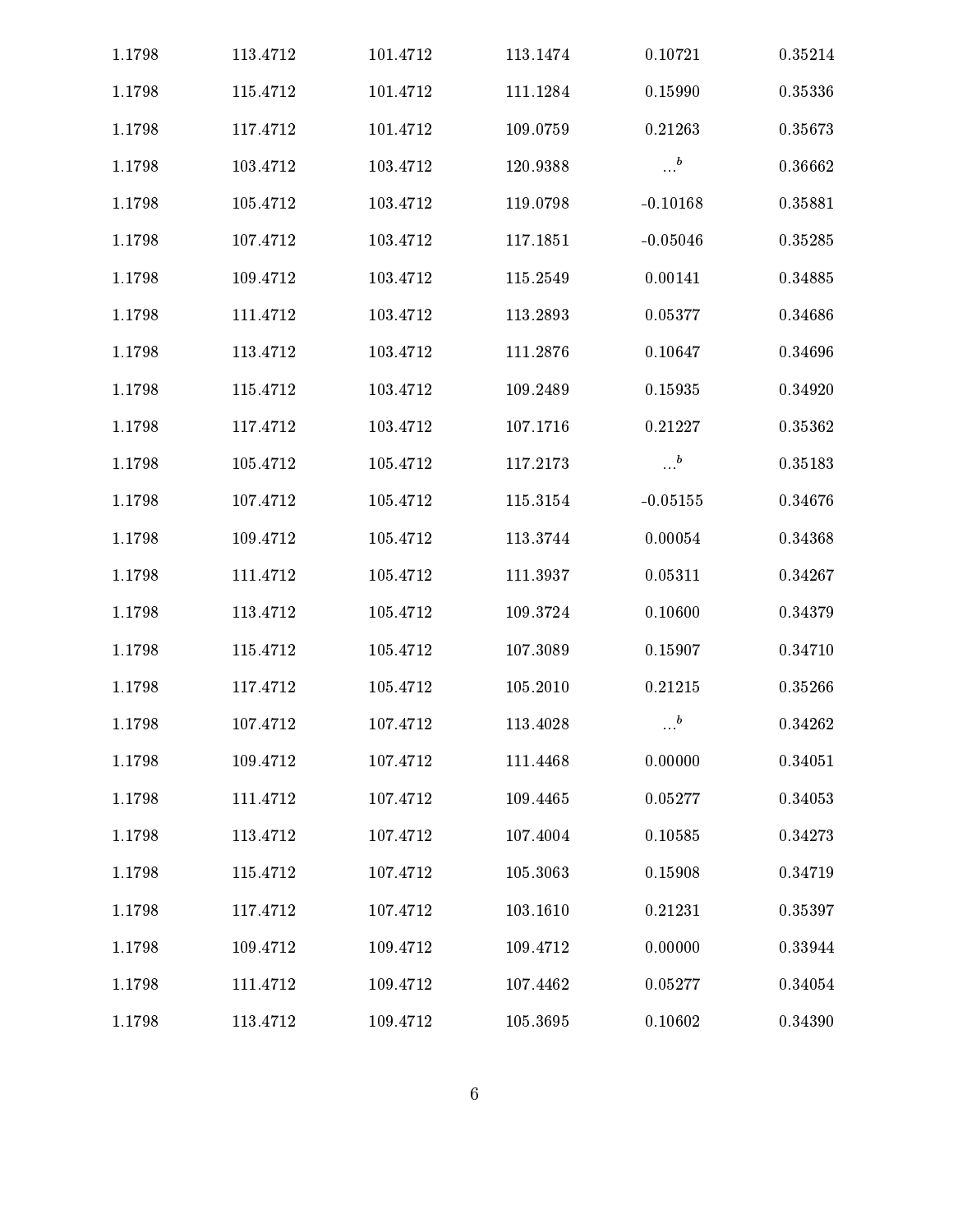| | | | | | |
|---|---|---|---|---|---|
| 1.1798 | 113.4712 | 101.4712 | 113.1474 | 0.10721 | 0.35214 |
| 1.1798 | 115.4712 | 101.4712 | 111.1284 | 0.15990 | 0.35336 |
| 1.1798 | 117.4712 | 101.4712 | 109.0759 | 0.21263 | 0.35673 |
| 1.1798 | 103.4712 | 103.4712 | 120.9388 | ...[b] | 0.36662 |
| 1.1798 | 105.4712 | 103.4712 | 119.0798 | -0.10168 | 0.35881 |
| 1.1798 | 107.4712 | 103.4712 | 117.1851 | -0.05046 | 0.35285 |
| 1.1798 | 109.4712 | 103.4712 | 115.2549 | 0.00141 | 0.34885 |
| 1.1798 | 111.4712 | 103.4712 | 113.2893 | 0.05377 | 0.34686 |
| 1.1798 | 113.4712 | 103.4712 | 111.2876 | 0.10647 | 0.34696 |
| 1.1798 | 115.4712 | 103.4712 | 109.2489 | 0.15935 | 0.34920 |
| 1.1798 | 117.4712 | 103.4712 | 107.1716 | 0.21227 | 0.35362 |
| 1.1798 | 105.4712 | 105.4712 | 117.2173 | ...[b] | 0.35183 |
| 1.1798 | 107.4712 | 105.4712 | 115.3154 | -0.05155 | 0.34676 |
| 1.1798 | 109.4712 | 105.4712 | 113.3744 | 0.00054 | 0.34368 |
| 1.1798 | 111.4712 | 105.4712 | 111.3937 | 0.05311 | 0.34267 |
| 1.1798 | 113.4712 | 105.4712 | 109.3724 | 0.10600 | 0.34379 |
| 1.1798 | 115.4712 | 105.4712 | 107.3089 | 0.15907 | 0.34710 |
| 1.1798 | 117.4712 | 105.4712 | 105.2010 | 0.21215 | 0.35266 |
| 1.1798 | 107.4712 | 107.4712 | 113.4028 | ...[b] | 0.34262 |
| 1.1798 | 109.4712 | 107.4712 | 111.4468 | 0.00000 | 0.34051 |
| 1.1798 | 111.4712 | 107.4712 | 109.4465 | 0.05277 | 0.34053 |
| 1.1798 | 113.4712 | 107.4712 | 107.4004 | 0.10585 | 0.34273 |
| 1.1798 | 115.4712 | 107.4712 | 105.3063 | 0.15908 | 0.34719 |
| 1.1798 | 117.4712 | 107.4712 | 103.1610 | 0.21231 | 0.35397 |
| 1.1798 | 109.4712 | 109.4712 | 109.4712 | 0.00000 | 0.33944 |
| 1.1798 | 111.4712 | 109.4712 | 107.4462 | 0.05277 | 0.34054 |
| 1.1798 | 113.4712 | 109.4712 | 105.3695 | 0.10602 | 0.34390 |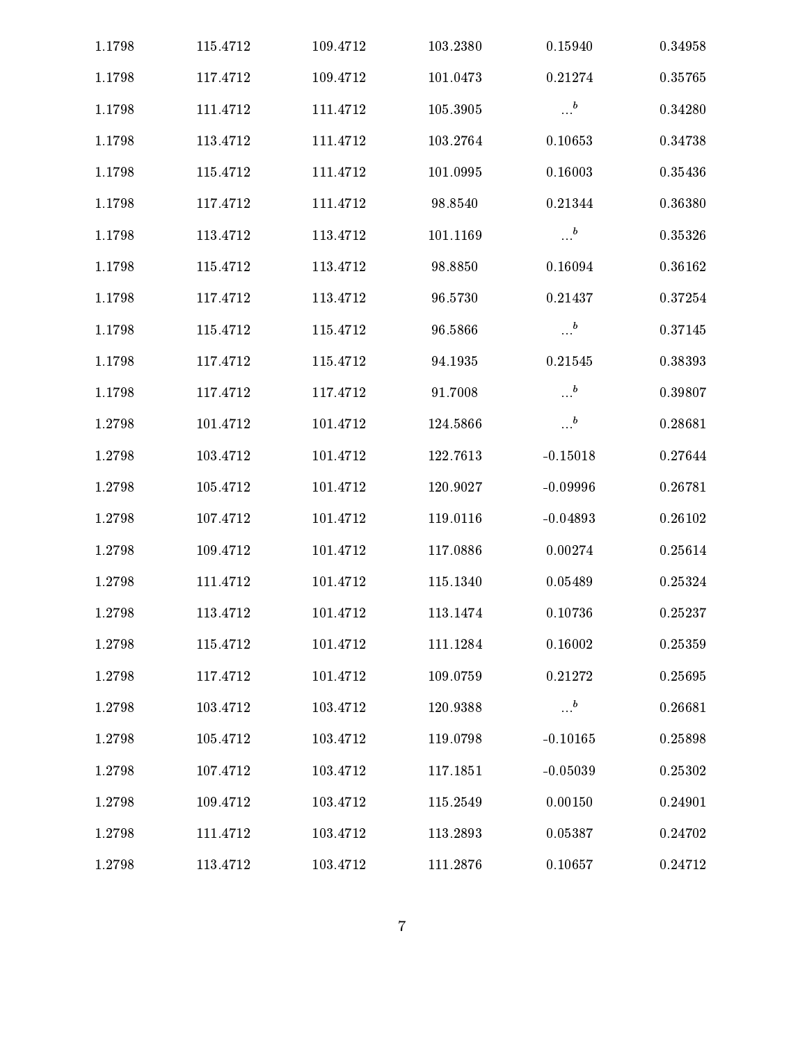| | | | | | |
|---|---|---|---|---|---|
| 1.1798 | 115.4712 | 109.4712 | 103.2380 | 0.15940 | 0.34958 |
| 1.1798 | 117.4712 | 109.4712 | 101.0473 | 0.21274 | 0.35765 |
| 1.1798 | 111.4712 | 111.4712 | 105.3905 | ...[b] | 0.34280 |
| 1.1798 | 113.4712 | 111.4712 | 103.2764 | 0.10653 | 0.34738 |
| 1.1798 | 115.4712 | 111.4712 | 101.0995 | 0.16003 | 0.35436 |
| 1.1798 | 117.4712 | 111.4712 | 98.8540 | 0.21344 | 0.36380 |
| 1.1798 | 113.4712 | 113.4712 | 101.1169 | ...[b] | 0.35326 |
| 1.1798 | 115.4712 | 113.4712 | 98.8850 | 0.16094 | 0.36162 |
| 1.1798 | 117.4712 | 113.4712 | 96.5730 | 0.21437 | 0.37254 |
| 1.1798 | 115.4712 | 115.4712 | 96.5866 | ...[b] | 0.37145 |
| 1.1798 | 117.4712 | 115.4712 | 94.1935 | 0.21545 | 0.38393 |
| 1.1798 | 117.4712 | 117.4712 | 91.7008 | ...[b] | 0.39807 |
| 1.2798 | 101.4712 | 101.4712 | 124.5866 | ...[b] | 0.28681 |
| 1.2798 | 103.4712 | 101.4712 | 122.7613 | -0.15018 | 0.27644 |
| 1.2798 | 105.4712 | 101.4712 | 120.9027 | -0.09996 | 0.26781 |
| 1.2798 | 107.4712 | 101.4712 | 119.0116 | -0.04893 | 0.26102 |
| 1.2798 | 109.4712 | 101.4712 | 117.0886 | 0.00274 | 0.25614 |
| 1.2798 | 111.4712 | 101.4712 | 115.1340 | 0.05489 | 0.25324 |
| 1.2798 | 113.4712 | 101.4712 | 113.1474 | 0.10736 | 0.25237 |
| 1.2798 | 115.4712 | 101.4712 | 111.1284 | 0.16002 | 0.25359 |
| 1.2798 | 117.4712 | 101.4712 | 109.0759 | 0.21272 | 0.25695 |
| 1.2798 | 103.4712 | 103.4712 | 120.9388 | ...[b] | 0.26681 |
| 1.2798 | 105.4712 | 103.4712 | 119.0798 | -0.10165 | 0.25898 |
| 1.2798 | 107.4712 | 103.4712 | 117.1851 | -0.05039 | 0.25302 |
| 1.2798 | 109.4712 | 103.4712 | 115.2549 | 0.00150 | 0.24901 |
| 1.2798 | 111.4712 | 103.4712 | 113.2893 | 0.05387 | 0.24702 |
| 1.2798 | 113.4712 | 103.4712 | 111.2876 | 0.10657 | 0.24712 |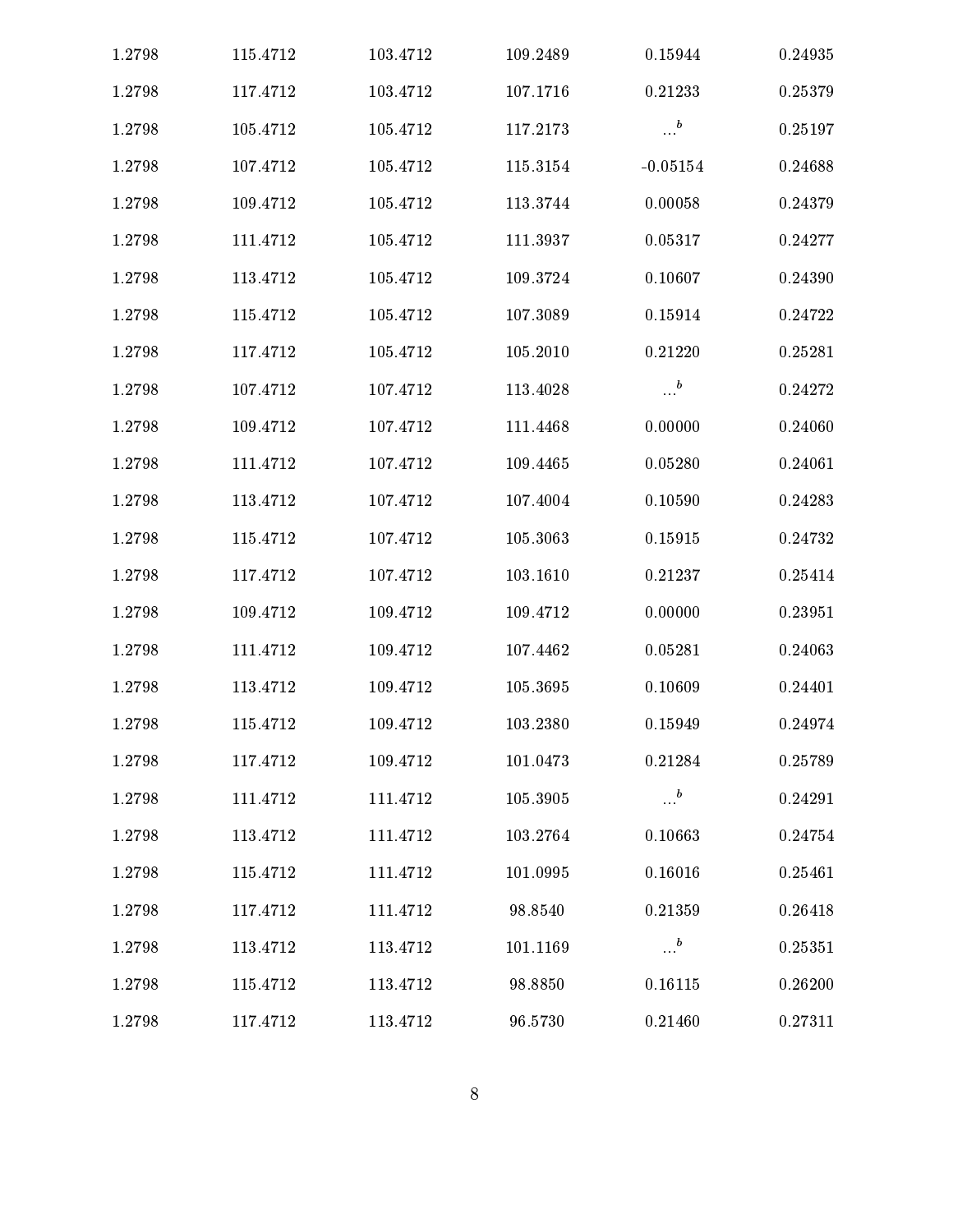| | | | | | |
|---|---|---|---|---|---|
| 1.2798 | 115.4712 | 103.4712 | 109.2489 | 0.15944 | 0.24935 |
| 1.2798 | 117.4712 | 103.4712 | 107.1716 | 0.21233 | 0.25379 |
| 1.2798 | 105.4712 | 105.4712 | 117.2173 | ...[b] | 0.25197 |
| 1.2798 | 107.4712 | 105.4712 | 115.3154 | -0.05154 | 0.24688 |
| 1.2798 | 109.4712 | 105.4712 | 113.3744 | 0.00058 | 0.24379 |
| 1.2798 | 111.4712 | 105.4712 | 111.3937 | 0.05317 | 0.24277 |
| 1.2798 | 113.4712 | 105.4712 | 109.3724 | 0.10607 | 0.24390 |
| 1.2798 | 115.4712 | 105.4712 | 107.3089 | 0.15914 | 0.24722 |
| 1.2798 | 117.4712 | 105.4712 | 105.2010 | 0.21220 | 0.25281 |
| 1.2798 | 107.4712 | 107.4712 | 113.4028 | ...[b] | 0.24272 |
| 1.2798 | 109.4712 | 107.4712 | 111.4468 | 0.00000 | 0.24060 |
| 1.2798 | 111.4712 | 107.4712 | 109.4465 | 0.05280 | 0.24061 |
| 1.2798 | 113.4712 | 107.4712 | 107.4004 | 0.10590 | 0.24283 |
| 1.2798 | 115.4712 | 107.4712 | 105.3063 | 0.15915 | 0.24732 |
| 1.2798 | 117.4712 | 107.4712 | 103.1610 | 0.21237 | 0.25414 |
| 1.2798 | 109.4712 | 109.4712 | 109.4712 | 0.00000 | 0.23951 |
| 1.2798 | 111.4712 | 109.4712 | 107.4462 | 0.05281 | 0.24063 |
| 1.2798 | 113.4712 | 109.4712 | 105.3695 | 0.10609 | 0.24401 |
| 1.2798 | 115.4712 | 109.4712 | 103.2380 | 0.15949 | 0.24974 |
| 1.2798 | 117.4712 | 109.4712 | 101.0473 | 0.21284 | 0.25789 |
| 1.2798 | 111.4712 | 111.4712 | 105.3905 | ...[b] | 0.24291 |
| 1.2798 | 113.4712 | 111.4712 | 103.2764 | 0.10663 | 0.24754 |
| 1.2798 | 115.4712 | 111.4712 | 101.0995 | 0.16016 | 0.25461 |
| 1.2798 | 117.4712 | 111.4712 | 98.8540 | 0.21359 | 0.26418 |
| 1.2798 | 113.4712 | 113.4712 | 101.1169 | ...[b] | 0.25351 |
| 1.2798 | 115.4712 | 113.4712 | 98.8850 | 0.16115 | 0.26200 |
| 1.2798 | 117.4712 | 113.4712 | 96.5730 | 0.21460 | 0.27311 |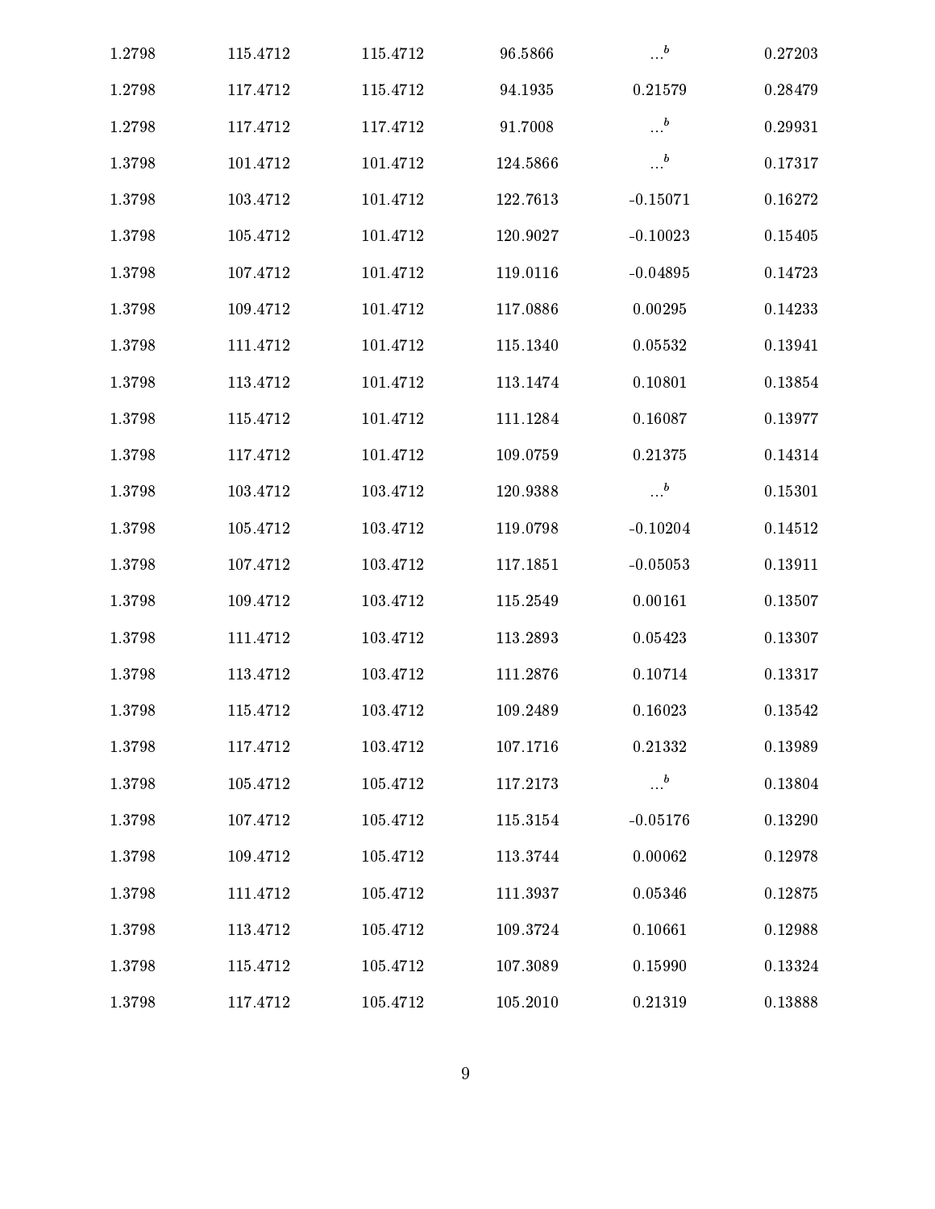| | | | | | |
|---|---|---|---|---|---|
| 1.2798 | 115.4712 | 115.4712 | 96.5866 | ...[b] | 0.27203 |
| 1.2798 | 117.4712 | 115.4712 | 94.1935 | 0.21579 | 0.28479 |
| 1.2798 | 117.4712 | 117.4712 | 91.7008 | ...[b] | 0.29931 |
| 1.3798 | 101.4712 | 101.4712 | 124.5866 | ...[b] | 0.17317 |
| 1.3798 | 103.4712 | 101.4712 | 122.7613 | -0.15071 | 0.16272 |
| 1.3798 | 105.4712 | 101.4712 | 120.9027 | -0.10023 | 0.15405 |
| 1.3798 | 107.4712 | 101.4712 | 119.0116 | -0.04895 | 0.14723 |
| 1.3798 | 109.4712 | 101.4712 | 117.0886 | 0.00295 | 0.14233 |
| 1.3798 | 111.4712 | 101.4712 | 115.1340 | 0.05532 | 0.13941 |
| 1.3798 | 113.4712 | 101.4712 | 113.1474 | 0.10801 | 0.13854 |
| 1.3798 | 115.4712 | 101.4712 | 111.1284 | 0.16087 | 0.13977 |
| 1.3798 | 117.4712 | 101.4712 | 109.0759 | 0.21375 | 0.14314 |
| 1.3798 | 103.4712 | 103.4712 | 120.9388 | ...[b] | 0.15301 |
| 1.3798 | 105.4712 | 103.4712 | 119.0798 | -0.10204 | 0.14512 |
| 1.3798 | 107.4712 | 103.4712 | 117.1851 | -0.05053 | 0.13911 |
| 1.3798 | 109.4712 | 103.4712 | 115.2549 | 0.00161 | 0.13507 |
| 1.3798 | 111.4712 | 103.4712 | 113.2893 | 0.05423 | 0.13307 |
| 1.3798 | 113.4712 | 103.4712 | 111.2876 | 0.10714 | 0.13317 |
| 1.3798 | 115.4712 | 103.4712 | 109.2489 | 0.16023 | 0.13542 |
| 1.3798 | 117.4712 | 103.4712 | 107.1716 | 0.21332 | 0.13989 |
| 1.3798 | 105.4712 | 105.4712 | 117.2173 | ...[b] | 0.13804 |
| 1.3798 | 107.4712 | 105.4712 | 115.3154 | -0.05176 | 0.13290 |
| 1.3798 | 109.4712 | 105.4712 | 113.3744 | 0.00062 | 0.12978 |
| 1.3798 | 111.4712 | 105.4712 | 111.3937 | 0.05346 | 0.12875 |
| 1.3798 | 113.4712 | 105.4712 | 109.3724 | 0.10661 | 0.12988 |
| 1.3798 | 115.4712 | 105.4712 | 107.3089 | 0.15990 | 0.13324 |
| 1.3798 | 117.4712 | 105.4712 | 105.2010 | 0.21319 | 0.13888 |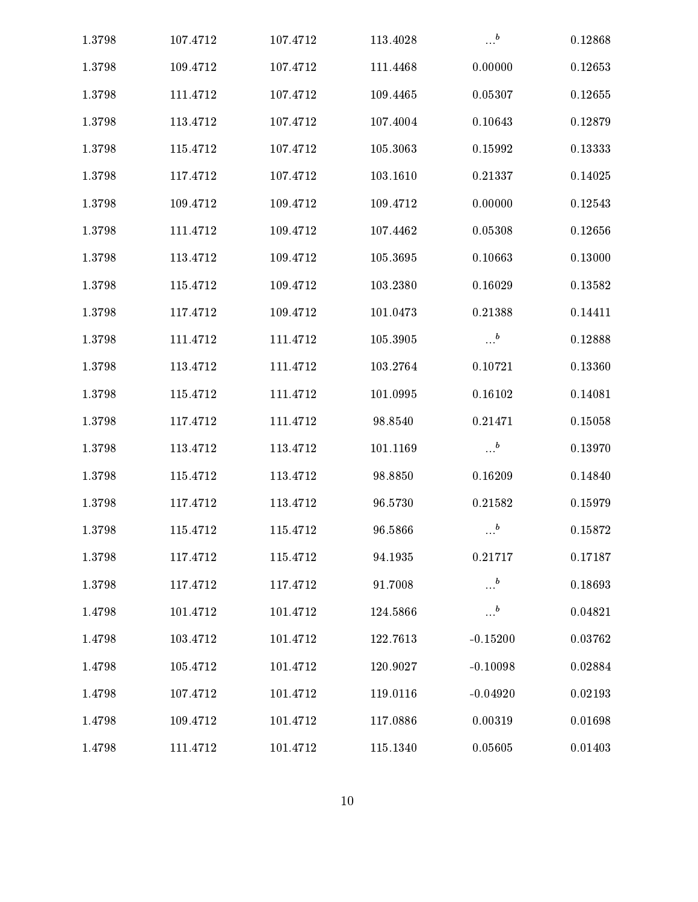| | | | | | |
|---|---|---|---|---|---|
| 1.3798 | 107.4712 | 107.4712 | 113.4028 | ...[b] | 0.12868 |
| 1.3798 | 109.4712 | 107.4712 | 111.4468 | 0.00000 | 0.12653 |
| 1.3798 | 111.4712 | 107.4712 | 109.4465 | 0.05307 | 0.12655 |
| 1.3798 | 113.4712 | 107.4712 | 107.4004 | 0.10643 | 0.12879 |
| 1.3798 | 115.4712 | 107.4712 | 105.3063 | 0.15992 | 0.13333 |
| 1.3798 | 117.4712 | 107.4712 | 103.1610 | 0.21337 | 0.14025 |
| 1.3798 | 109.4712 | 109.4712 | 109.4712 | 0.00000 | 0.12543 |
| 1.3798 | 111.4712 | 109.4712 | 107.4462 | 0.05308 | 0.12656 |
| 1.3798 | 113.4712 | 109.4712 | 105.3695 | 0.10663 | 0.13000 |
| 1.3798 | 115.4712 | 109.4712 | 103.2380 | 0.16029 | 0.13582 |
| 1.3798 | 117.4712 | 109.4712 | 101.0473 | 0.21388 | 0.14411 |
| 1.3798 | 111.4712 | 111.4712 | 105.3905 | ...[b] | 0.12888 |
| 1.3798 | 113.4712 | 111.4712 | 103.2764 | 0.10721 | 0.13360 |
| 1.3798 | 115.4712 | 111.4712 | 101.0995 | 0.16102 | 0.14081 |
| 1.3798 | 117.4712 | 111.4712 | 98.8540 | 0.21471 | 0.15058 |
| 1.3798 | 113.4712 | 113.4712 | 101.1169 | ...[b] | 0.13970 |
| 1.3798 | 115.4712 | 113.4712 | 98.8850 | 0.16209 | 0.14840 |
| 1.3798 | 117.4712 | 113.4712 | 96.5730 | 0.21582 | 0.15979 |
| 1.3798 | 115.4712 | 115.4712 | 96.5866 | ...[b] | 0.15872 |
| 1.3798 | 117.4712 | 115.4712 | 94.1935 | 0.21717 | 0.17187 |
| 1.3798 | 117.4712 | 117.4712 | 91.7008 | ...[b] | 0.18693 |
| 1.4798 | 101.4712 | 101.4712 | 124.5866 | ...[b] | 0.04821 |
| 1.4798 | 103.4712 | 101.4712 | 122.7613 | -0.15200 | 0.03762 |
| 1.4798 | 105.4712 | 101.4712 | 120.9027 | -0.10098 | 0.02884 |
| 1.4798 | 107.4712 | 101.4712 | 119.0116 | -0.04920 | 0.02193 |
| 1.4798 | 109.4712 | 101.4712 | 117.0886 | 0.00319 | 0.01698 |
| 1.4798 | 111.4712 | 101.4712 | 115.1340 | 0.05605 | 0.01403 |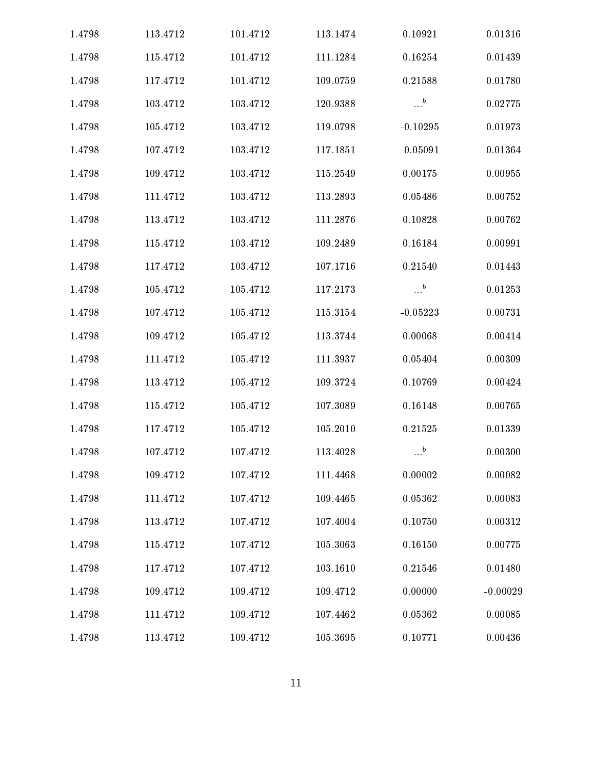| | | | | | |
|---|---|---|---|---|---|
| 1.4798 | 113.4712 | 101.4712 | 113.1474 | 0.10921 | 0.01316 |
| 1.4798 | 115.4712 | 101.4712 | 111.1284 | 0.16254 | 0.01439 |
| 1.4798 | 117.4712 | 101.4712 | 109.0759 | 0.21588 | 0.01780 |
| 1.4798 | 103.4712 | 103.4712 | 120.9388 | ...[b] | 0.02775 |
| 1.4798 | 105.4712 | 103.4712 | 119.0798 | -0.10295 | 0.01973 |
| 1.4798 | 107.4712 | 103.4712 | 117.1851 | -0.05091 | 0.01364 |
| 1.4798 | 109.4712 | 103.4712 | 115.2549 | 0.00175 | 0.00955 |
| 1.4798 | 111.4712 | 103.4712 | 113.2893 | 0.05486 | 0.00752 |
| 1.4798 | 113.4712 | 103.4712 | 111.2876 | 0.10828 | 0.00762 |
| 1.4798 | 115.4712 | 103.4712 | 109.2489 | 0.16184 | 0.00991 |
| 1.4798 | 117.4712 | 103.4712 | 107.1716 | 0.21540 | 0.01443 |
| 1.4798 | 105.4712 | 105.4712 | 117.2173 | ...[b] | 0.01253 |
| 1.4798 | 107.4712 | 105.4712 | 115.3154 | -0.05223 | 0.00731 |
| 1.4798 | 109.4712 | 105.4712 | 113.3744 | 0.00068 | 0.00414 |
| 1.4798 | 111.4712 | 105.4712 | 111.3937 | 0.05404 | 0.00309 |
| 1.4798 | 113.4712 | 105.4712 | 109.3724 | 0.10769 | 0.00424 |
| 1.4798 | 115.4712 | 105.4712 | 107.3089 | 0.16148 | 0.00765 |
| 1.4798 | 117.4712 | 105.4712 | 105.2010 | 0.21525 | 0.01339 |
| 1.4798 | 107.4712 | 107.4712 | 113.4028 | ...[b] | 0.00300 |
| 1.4798 | 109.4712 | 107.4712 | 111.4468 | 0.00002 | 0.00082 |
| 1.4798 | 111.4712 | 107.4712 | 109.4465 | 0.05362 | 0.00083 |
| 1.4798 | 113.4712 | 107.4712 | 107.4004 | 0.10750 | 0.00312 |
| 1.4798 | 115.4712 | 107.4712 | 105.3063 | 0.16150 | 0.00775 |
| 1.4798 | 117.4712 | 107.4712 | 103.1610 | 0.21546 | 0.01480 |
| 1.4798 | 109.4712 | 109.4712 | 109.4712 | 0.00000 | -0.00029 |
| 1.4798 | 111.4712 | 109.4712 | 107.4462 | 0.05362 | 0.00085 |
| 1.4798 | 113.4712 | 109.4712 | 105.3695 | 0.10771 | 0.00436 |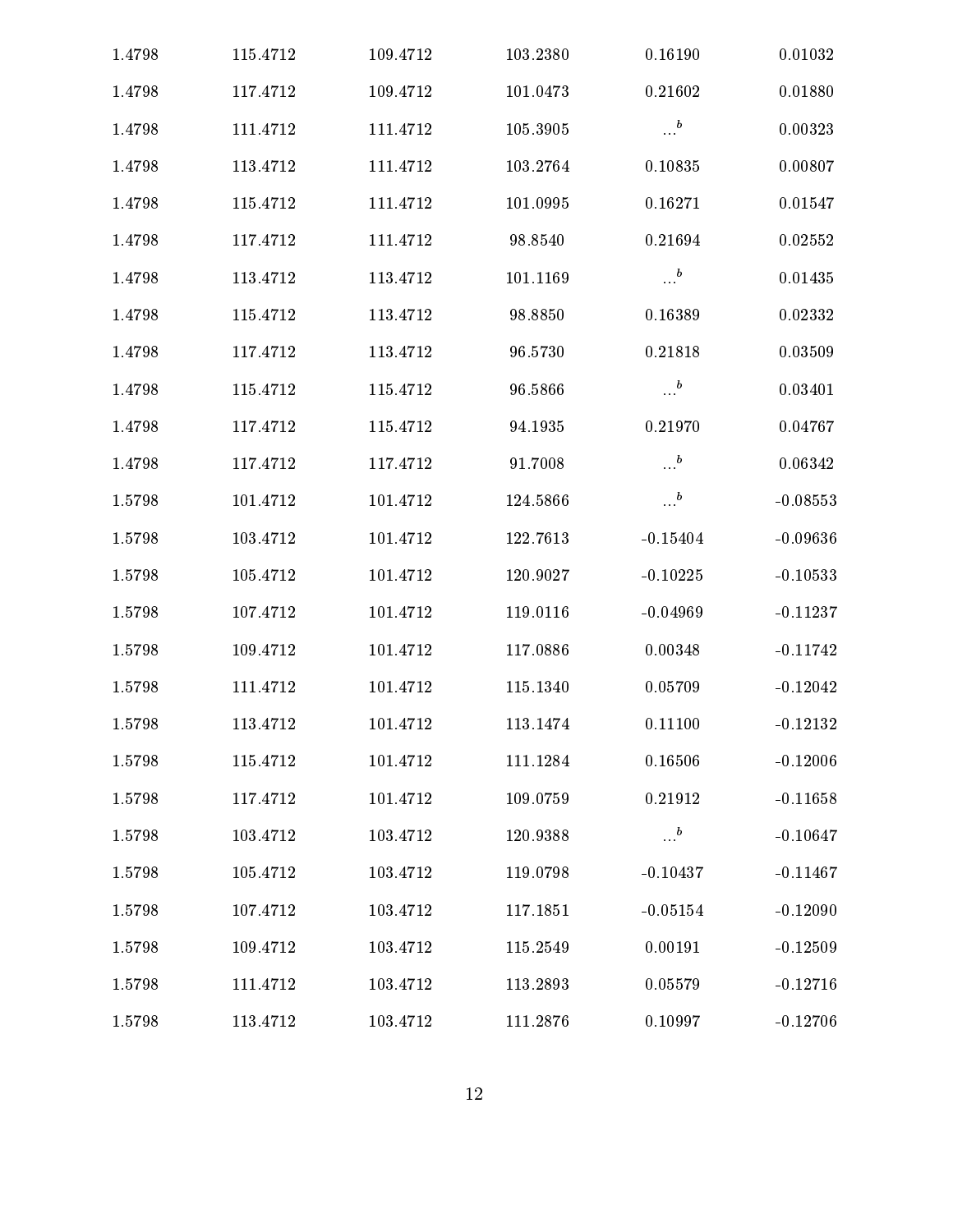| | | | | | |
|---|---|---|---|---|---|
| 1.4798 | 115.4712 | 109.4712 | 103.2380 | 0.16190 | 0.01032 |
| 1.4798 | 117.4712 | 109.4712 | 101.0473 | 0.21602 | 0.01880 |
| 1.4798 | 111.4712 | 111.4712 | 105.3905 | ...[b] | 0.00323 |
| 1.4798 | 113.4712 | 111.4712 | 103.2764 | 0.10835 | 0.00807 |
| 1.4798 | 115.4712 | 111.4712 | 101.0995 | 0.16271 | 0.01547 |
| 1.4798 | 117.4712 | 111.4712 | 98.8540 | 0.21694 | 0.02552 |
| 1.4798 | 113.4712 | 113.4712 | 101.1169 | ...[b] | 0.01435 |
| 1.4798 | 115.4712 | 113.4712 | 98.8850 | 0.16389 | 0.02332 |
| 1.4798 | 117.4712 | 113.4712 | 96.5730 | 0.21818 | 0.03509 |
| 1.4798 | 115.4712 | 115.4712 | 96.5866 | ...[b] | 0.03401 |
| 1.4798 | 117.4712 | 115.4712 | 94.1935 | 0.21970 | 0.04767 |
| 1.4798 | 117.4712 | 117.4712 | 91.7008 | ...[b] | 0.06342 |
| 1.5798 | 101.4712 | 101.4712 | 124.5866 | ...[b] | -0.08553 |
| 1.5798 | 103.4712 | 101.4712 | 122.7613 | -0.15404 | -0.09636 |
| 1.5798 | 105.4712 | 101.4712 | 120.9027 | -0.10225 | -0.10533 |
| 1.5798 | 107.4712 | 101.4712 | 119.0116 | -0.04969 | -0.11237 |
| 1.5798 | 109.4712 | 101.4712 | 117.0886 | 0.00348 | -0.11742 |
| 1.5798 | 111.4712 | 101.4712 | 115.1340 | 0.05709 | -0.12042 |
| 1.5798 | 113.4712 | 101.4712 | 113.1474 | 0.11100 | -0.12132 |
| 1.5798 | 115.4712 | 101.4712 | 111.1284 | 0.16506 | -0.12006 |
| 1.5798 | 117.4712 | 101.4712 | 109.0759 | 0.21912 | -0.11658 |
| 1.5798 | 103.4712 | 103.4712 | 120.9388 | ...[b] | -0.10647 |
| 1.5798 | 105.4712 | 103.4712 | 119.0798 | -0.10437 | -0.11467 |
| 1.5798 | 107.4712 | 103.4712 | 117.1851 | -0.05154 | -0.12090 |
| 1.5798 | 109.4712 | 103.4712 | 115.2549 | 0.00191 | -0.12509 |
| 1.5798 | 111.4712 | 103.4712 | 113.2893 | 0.05579 | -0.12716 |
| 1.5798 | 113.4712 | 103.4712 | 111.2876 | 0.10997 | -0.12706 |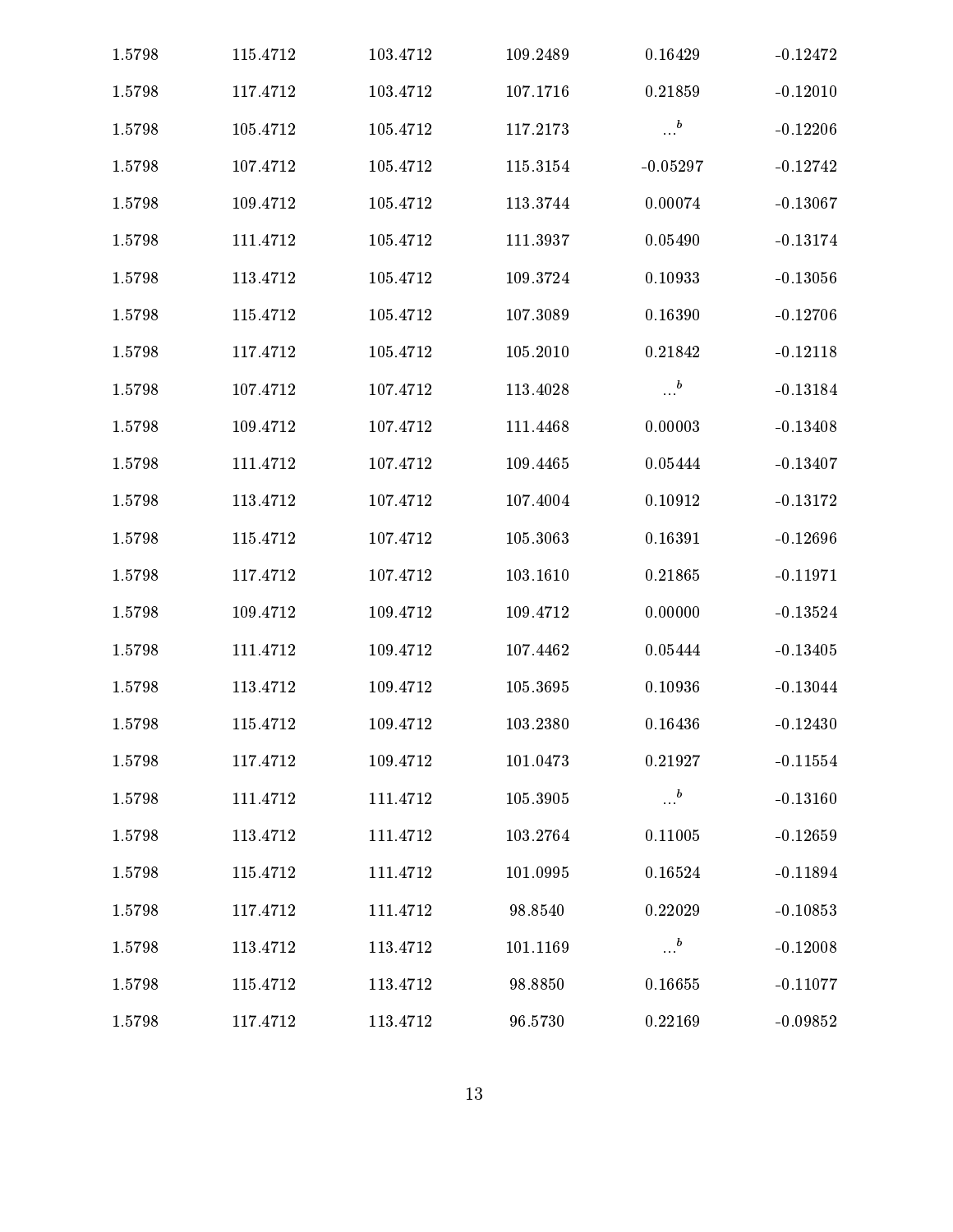| | | | | | |
|---|---|---|---|---|---|
| 1.5798 | 115.4712 | 103.4712 | 109.2489 | 0.16429 | -0.12472 |
| 1.5798 | 117.4712 | 103.4712 | 107.1716 | 0.21859 | -0.12010 |
| 1.5798 | 105.4712 | 105.4712 | 117.2173 | ...[b] | -0.12206 |
| 1.5798 | 107.4712 | 105.4712 | 115.3154 | -0.05297 | -0.12742 |
| 1.5798 | 109.4712 | 105.4712 | 113.3744 | 0.00074 | -0.13067 |
| 1.5798 | 111.4712 | 105.4712 | 111.3937 | 0.05490 | -0.13174 |
| 1.5798 | 113.4712 | 105.4712 | 109.3724 | 0.10933 | -0.13056 |
| 1.5798 | 115.4712 | 105.4712 | 107.3089 | 0.16390 | -0.12706 |
| 1.5798 | 117.4712 | 105.4712 | 105.2010 | 0.21842 | -0.12118 |
| 1.5798 | 107.4712 | 107.4712 | 113.4028 | ...[b] | -0.13184 |
| 1.5798 | 109.4712 | 107.4712 | 111.4468 | 0.00003 | -0.13408 |
| 1.5798 | 111.4712 | 107.4712 | 109.4465 | 0.05444 | -0.13407 |
| 1.5798 | 113.4712 | 107.4712 | 107.4004 | 0.10912 | -0.13172 |
| 1.5798 | 115.4712 | 107.4712 | 105.3063 | 0.16391 | -0.12696 |
| 1.5798 | 117.4712 | 107.4712 | 103.1610 | 0.21865 | -0.11971 |
| 1.5798 | 109.4712 | 109.4712 | 109.4712 | 0.00000 | -0.13524 |
| 1.5798 | 111.4712 | 109.4712 | 107.4462 | 0.05444 | -0.13405 |
| 1.5798 | 113.4712 | 109.4712 | 105.3695 | 0.10936 | -0.13044 |
| 1.5798 | 115.4712 | 109.4712 | 103.2380 | 0.16436 | -0.12430 |
| 1.5798 | 117.4712 | 109.4712 | 101.0473 | 0.21927 | -0.11554 |
| 1.5798 | 111.4712 | 111.4712 | 105.3905 | ...[b] | -0.13160 |
| 1.5798 | 113.4712 | 111.4712 | 103.2764 | 0.11005 | -0.12659 |
| 1.5798 | 115.4712 | 111.4712 | 101.0995 | 0.16524 | -0.11894 |
| 1.5798 | 117.4712 | 111.4712 | 98.8540 | 0.22029 | -0.10853 |
| 1.5798 | 113.4712 | 113.4712 | 101.1169 | ...[b] | -0.12008 |
| 1.5798 | 115.4712 | 113.4712 | 98.8850 | 0.16655 | -0.11077 |
| 1.5798 | 117.4712 | 113.4712 | 96.5730 | 0.22169 | -0.09852 |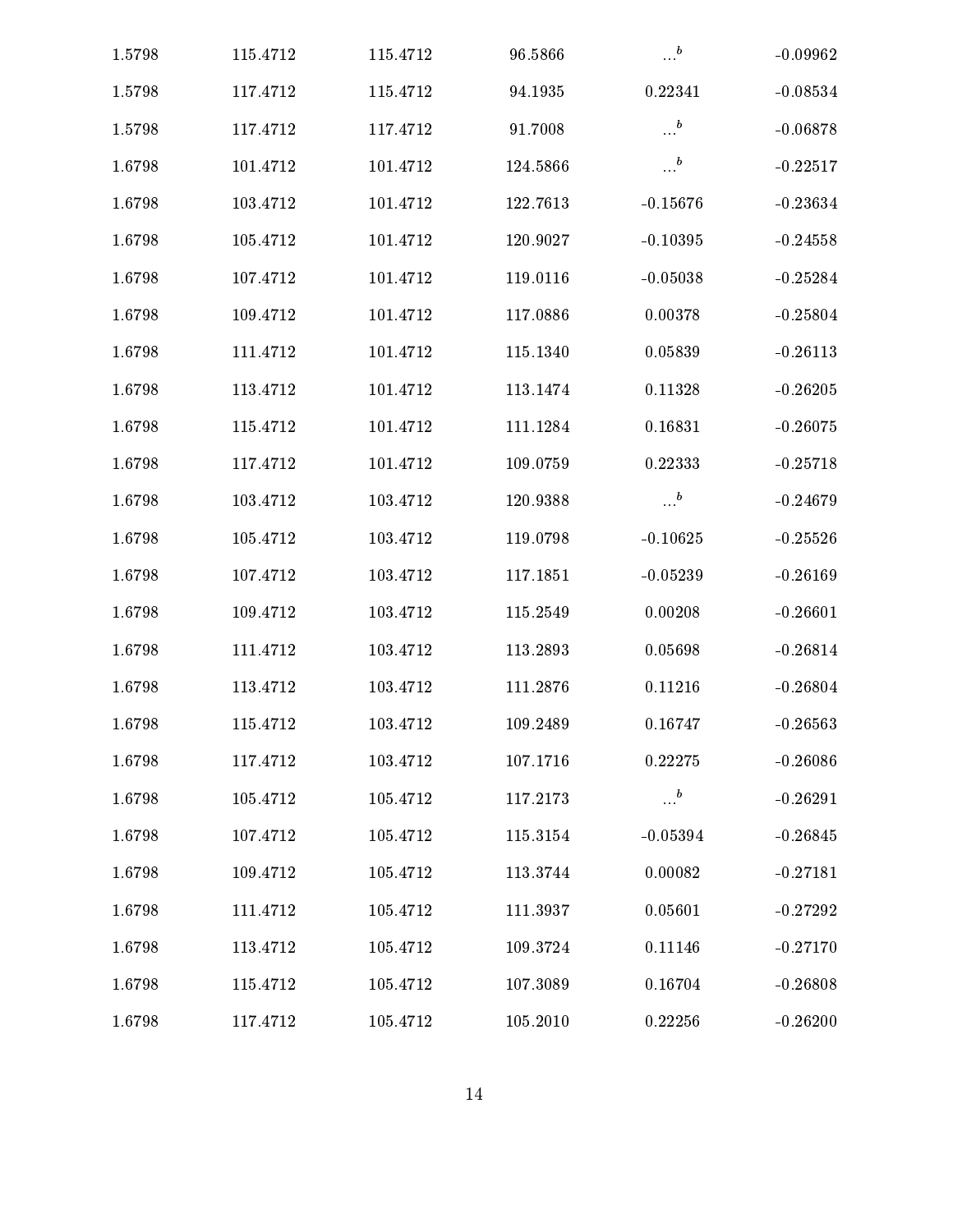| | | | | | |
|---|---|---|---|---|---|
| 1.5798 | 115.4712 | 115.4712 | 96.5866 | …[b] | -0.09962 |
| 1.5798 | 117.4712 | 115.4712 | 94.1935 | 0.22341 | -0.08534 |
| 1.5798 | 117.4712 | 117.4712 | 91.7008 | …[b] | -0.06878 |
| 1.6798 | 101.4712 | 101.4712 | 124.5866 | …[b] | -0.22517 |
| 1.6798 | 103.4712 | 101.4712 | 122.7613 | -0.15676 | -0.23634 |
| 1.6798 | 105.4712 | 101.4712 | 120.9027 | -0.10395 | -0.24558 |
| 1.6798 | 107.4712 | 101.4712 | 119.0116 | -0.05038 | -0.25284 |
| 1.6798 | 109.4712 | 101.4712 | 117.0886 | 0.00378 | -0.25804 |
| 1.6798 | 111.4712 | 101.4712 | 115.1340 | 0.05839 | -0.26113 |
| 1.6798 | 113.4712 | 101.4712 | 113.1474 | 0.11328 | -0.26205 |
| 1.6798 | 115.4712 | 101.4712 | 111.1284 | 0.16831 | -0.26075 |
| 1.6798 | 117.4712 | 101.4712 | 109.0759 | 0.22333 | -0.25718 |
| 1.6798 | 103.4712 | 103.4712 | 120.9388 | …[b] | -0.24679 |
| 1.6798 | 105.4712 | 103.4712 | 119.0798 | -0.10625 | -0.25526 |
| 1.6798 | 107.4712 | 103.4712 | 117.1851 | -0.05239 | -0.26169 |
| 1.6798 | 109.4712 | 103.4712 | 115.2549 | 0.00208 | -0.26601 |
| 1.6798 | 111.4712 | 103.4712 | 113.2893 | 0.05698 | -0.26814 |
| 1.6798 | 113.4712 | 103.4712 | 111.2876 | 0.11216 | -0.26804 |
| 1.6798 | 115.4712 | 103.4712 | 109.2489 | 0.16747 | -0.26563 |
| 1.6798 | 117.4712 | 103.4712 | 107.1716 | 0.22275 | -0.26086 |
| 1.6798 | 105.4712 | 105.4712 | 117.2173 | …[b] | -0.26291 |
| 1.6798 | 107.4712 | 105.4712 | 115.3154 | -0.05394 | -0.26845 |
| 1.6798 | 109.4712 | 105.4712 | 113.3744 | 0.00082 | -0.27181 |
| 1.6798 | 111.4712 | 105.4712 | 111.3937 | 0.05601 | -0.27292 |
| 1.6798 | 113.4712 | 105.4712 | 109.3724 | 0.11146 | -0.27170 |
| 1.6798 | 115.4712 | 105.4712 | 107.3089 | 0.16704 | -0.26808 |
| 1.6798 | 117.4712 | 105.4712 | 105.2010 | 0.22256 | -0.26200 |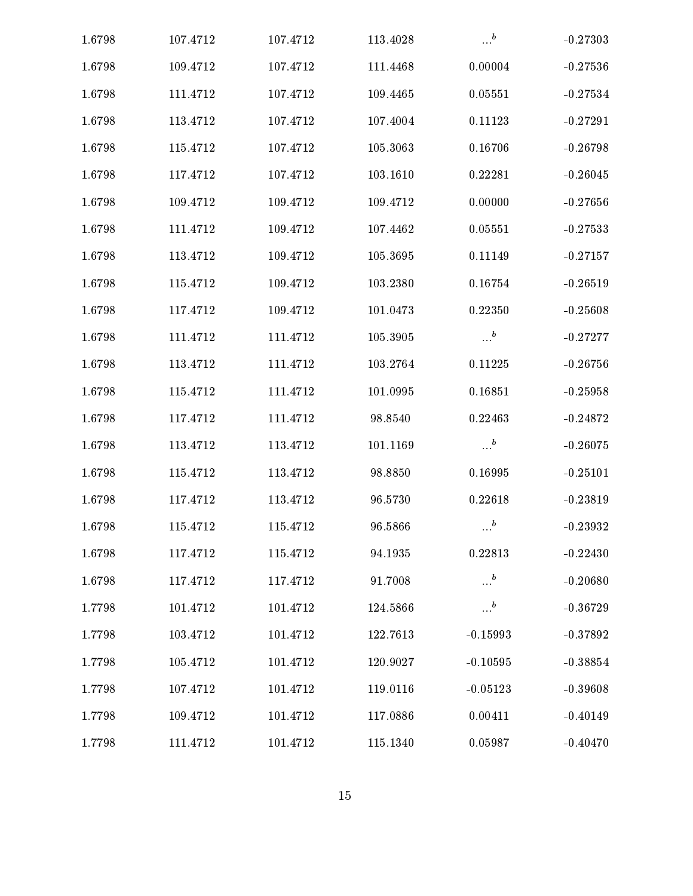| | | | | | |
|---|---|---|---|---|---|
| 1.6798 | 107.4712 | 107.4712 | 113.4028 | ...[b] | -0.27303 |
| 1.6798 | 109.4712 | 107.4712 | 111.4468 | 0.00004 | -0.27536 |
| 1.6798 | 111.4712 | 107.4712 | 109.4465 | 0.05551 | -0.27534 |
| 1.6798 | 113.4712 | 107.4712 | 107.4004 | 0.11123 | -0.27291 |
| 1.6798 | 115.4712 | 107.4712 | 105.3063 | 0.16706 | -0.26798 |
| 1.6798 | 117.4712 | 107.4712 | 103.1610 | 0.22281 | -0.26045 |
| 1.6798 | 109.4712 | 109.4712 | 109.4712 | 0.00000 | -0.27656 |
| 1.6798 | 111.4712 | 109.4712 | 107.4462 | 0.05551 | -0.27533 |
| 1.6798 | 113.4712 | 109.4712 | 105.3695 | 0.11149 | -0.27157 |
| 1.6798 | 115.4712 | 109.4712 | 103.2380 | 0.16754 | -0.26519 |
| 1.6798 | 117.4712 | 109.4712 | 101.0473 | 0.22350 | -0.25608 |
| 1.6798 | 111.4712 | 111.4712 | 105.3905 | ...[b] | -0.27277 |
| 1.6798 | 113.4712 | 111.4712 | 103.2764 | 0.11225 | -0.26756 |
| 1.6798 | 115.4712 | 111.4712 | 101.0995 | 0.16851 | -0.25958 |
| 1.6798 | 117.4712 | 111.4712 | 98.8540 | 0.22463 | -0.24872 |
| 1.6798 | 113.4712 | 113.4712 | 101.1169 | ...[b] | -0.26075 |
| 1.6798 | 115.4712 | 113.4712 | 98.8850 | 0.16995 | -0.25101 |
| 1.6798 | 117.4712 | 113.4712 | 96.5730 | 0.22618 | -0.23819 |
| 1.6798 | 115.4712 | 115.4712 | 96.5866 | ...[b] | -0.23932 |
| 1.6798 | 117.4712 | 115.4712 | 94.1935 | 0.22813 | -0.22430 |
| 1.6798 | 117.4712 | 117.4712 | 91.7008 | ...[b] | -0.20680 |
| 1.7798 | 101.4712 | 101.4712 | 124.5866 | ...[b] | -0.36729 |
| 1.7798 | 103.4712 | 101.4712 | 122.7613 | -0.15993 | -0.37892 |
| 1.7798 | 105.4712 | 101.4712 | 120.9027 | -0.10595 | -0.38854 |
| 1.7798 | 107.4712 | 101.4712 | 119.0116 | -0.05123 | -0.39608 |
| 1.7798 | 109.4712 | 101.4712 | 117.0886 | 0.00411 | -0.40149 |
| 1.7798 | 111.4712 | 101.4712 | 115.1340 | 0.05987 | -0.40470 |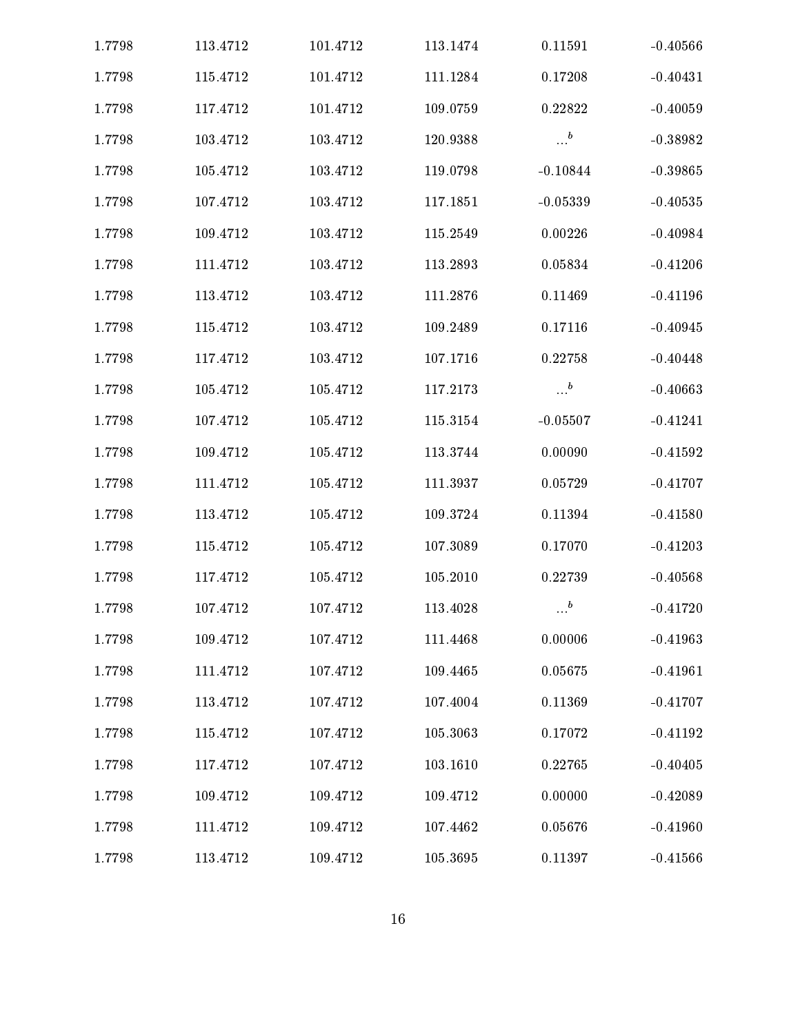| | | | | | |
|---|---|---|---|---|---|
| 1.7798 | 113.4712 | 101.4712 | 113.1474 | 0.11591 | -0.40566 |
| 1.7798 | 115.4712 | 101.4712 | 111.1284 | 0.17208 | -0.40431 |
| 1.7798 | 117.4712 | 101.4712 | 109.0759 | 0.22822 | -0.40059 |
| 1.7798 | 103.4712 | 103.4712 | 120.9388 | ...[b] | -0.38982 |
| 1.7798 | 105.4712 | 103.4712 | 119.0798 | -0.10844 | -0.39865 |
| 1.7798 | 107.4712 | 103.4712 | 117.1851 | -0.05339 | -0.40535 |
| 1.7798 | 109.4712 | 103.4712 | 115.2549 | 0.00226 | -0.40984 |
| 1.7798 | 111.4712 | 103.4712 | 113.2893 | 0.05834 | -0.41206 |
| 1.7798 | 113.4712 | 103.4712 | 111.2876 | 0.11469 | -0.41196 |
| 1.7798 | 115.4712 | 103.4712 | 109.2489 | 0.17116 | -0.40945 |
| 1.7798 | 117.4712 | 103.4712 | 107.1716 | 0.22758 | -0.40448 |
| 1.7798 | 105.4712 | 105.4712 | 117.2173 | ...[b] | -0.40663 |
| 1.7798 | 107.4712 | 105.4712 | 115.3154 | -0.05507 | -0.41241 |
| 1.7798 | 109.4712 | 105.4712 | 113.3744 | 0.00090 | -0.41592 |
| 1.7798 | 111.4712 | 105.4712 | 111.3937 | 0.05729 | -0.41707 |
| 1.7798 | 113.4712 | 105.4712 | 109.3724 | 0.11394 | -0.41580 |
| 1.7798 | 115.4712 | 105.4712 | 107.3089 | 0.17070 | -0.41203 |
| 1.7798 | 117.4712 | 105.4712 | 105.2010 | 0.22739 | -0.40568 |
| 1.7798 | 107.4712 | 107.4712 | 113.4028 | ...[b] | -0.41720 |
| 1.7798 | 109.4712 | 107.4712 | 111.4468 | 0.00006 | -0.41963 |
| 1.7798 | 111.4712 | 107.4712 | 109.4465 | 0.05675 | -0.41961 |
| 1.7798 | 113.4712 | 107.4712 | 107.4004 | 0.11369 | -0.41707 |
| 1.7798 | 115.4712 | 107.4712 | 105.3063 | 0.17072 | -0.41192 |
| 1.7798 | 117.4712 | 107.4712 | 103.1610 | 0.22765 | -0.40405 |
| 1.7798 | 109.4712 | 109.4712 | 109.4712 | 0.00000 | -0.42089 |
| 1.7798 | 111.4712 | 109.4712 | 107.4462 | 0.05676 | -0.41960 |
| 1.7798 | 113.4712 | 109.4712 | 105.3695 | 0.11397 | -0.41566 |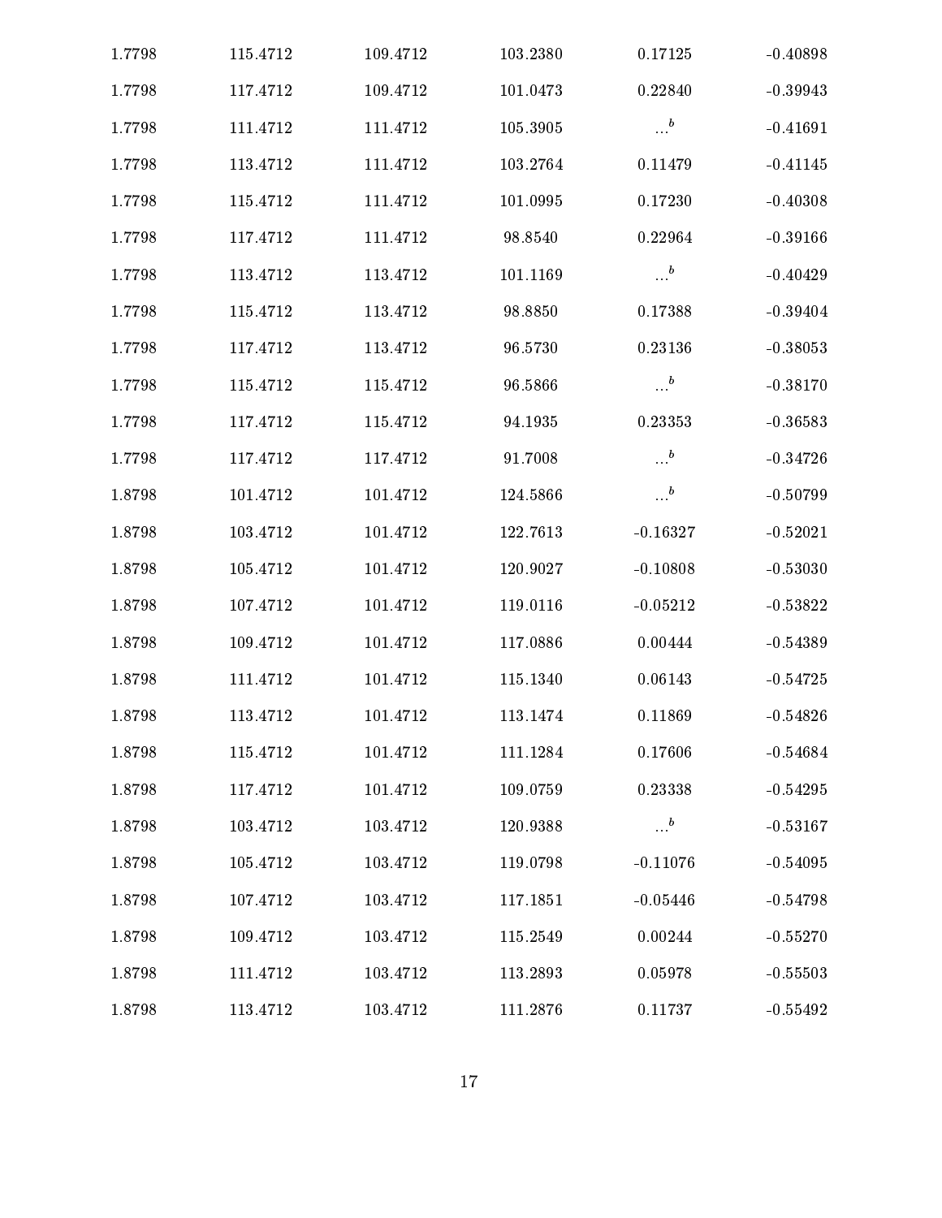| | | | | | |
|---|---|---|---|---|---|
| 1.7798 | 115.4712 | 109.4712 | 103.2380 | 0.17125 | -0.40898 |
| 1.7798 | 117.4712 | 109.4712 | 101.0473 | 0.22840 | -0.39943 |
| 1.7798 | 111.4712 | 111.4712 | 105.3905 | ...[b] | -0.41691 |
| 1.7798 | 113.4712 | 111.4712 | 103.2764 | 0.11479 | -0.41145 |
| 1.7798 | 115.4712 | 111.4712 | 101.0995 | 0.17230 | -0.40308 |
| 1.7798 | 117.4712 | 111.4712 | 98.8540 | 0.22964 | -0.39166 |
| 1.7798 | 113.4712 | 113.4712 | 101.1169 | ...[b] | -0.40429 |
| 1.7798 | 115.4712 | 113.4712 | 98.8850 | 0.17388 | -0.39404 |
| 1.7798 | 117.4712 | 113.4712 | 96.5730 | 0.23136 | -0.38053 |
| 1.7798 | 115.4712 | 115.4712 | 96.5866 | ...[b] | -0.38170 |
| 1.7798 | 117.4712 | 115.4712 | 94.1935 | 0.23353 | -0.36583 |
| 1.7798 | 117.4712 | 117.4712 | 91.7008 | ...[b] | -0.34726 |
| 1.8798 | 101.4712 | 101.4712 | 124.5866 | ...[b] | -0.50799 |
| 1.8798 | 103.4712 | 101.4712 | 122.7613 | -0.16327 | -0.52021 |
| 1.8798 | 105.4712 | 101.4712 | 120.9027 | -0.10808 | -0.53030 |
| 1.8798 | 107.4712 | 101.4712 | 119.0116 | -0.05212 | -0.53822 |
| 1.8798 | 109.4712 | 101.4712 | 117.0886 | 0.00444 | -0.54389 |
| 1.8798 | 111.4712 | 101.4712 | 115.1340 | 0.06143 | -0.54725 |
| 1.8798 | 113.4712 | 101.4712 | 113.1474 | 0.11869 | -0.54826 |
| 1.8798 | 115.4712 | 101.4712 | 111.1284 | 0.17606 | -0.54684 |
| 1.8798 | 117.4712 | 101.4712 | 109.0759 | 0.23338 | -0.54295 |
| 1.8798 | 103.4712 | 103.4712 | 120.9388 | ...[b] | -0.53167 |
| 1.8798 | 105.4712 | 103.4712 | 119.0798 | -0.11076 | -0.54095 |
| 1.8798 | 107.4712 | 103.4712 | 117.1851 | -0.05446 | -0.54798 |
| 1.8798 | 109.4712 | 103.4712 | 115.2549 | 0.00244 | -0.55270 |
| 1.8798 | 111.4712 | 103.4712 | 113.2893 | 0.05978 | -0.55503 |
| 1.8798 | 113.4712 | 103.4712 | 111.2876 | 0.11737 | -0.55492 |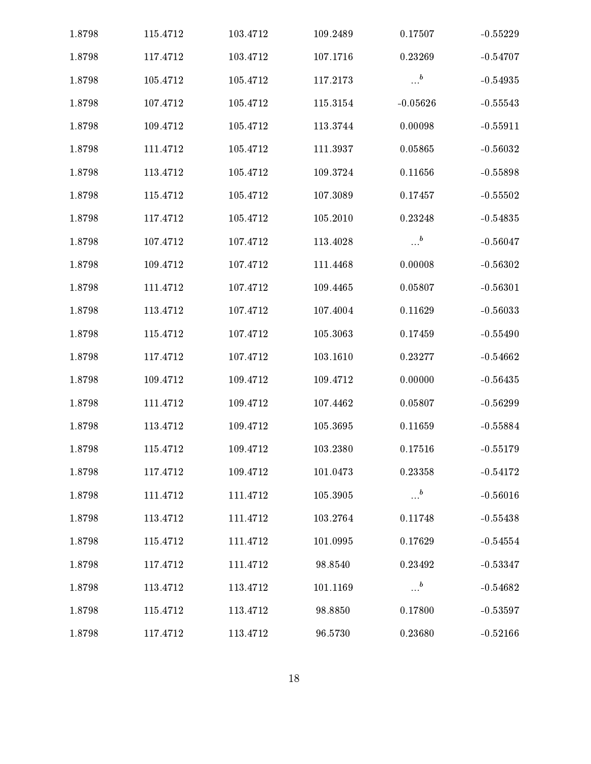| | | | | | |
|---|---|---|---|---|---|
| 1.8798 | 115.4712 | 103.4712 | 109.2489 | 0.17507 | -0.55229 |
| 1.8798 | 117.4712 | 103.4712 | 107.1716 | 0.23269 | -0.54707 |
| 1.8798 | 105.4712 | 105.4712 | 117.2173 | ...[b] | -0.54935 |
| 1.8798 | 107.4712 | 105.4712 | 115.3154 | -0.05626 | -0.55543 |
| 1.8798 | 109.4712 | 105.4712 | 113.3744 | 0.00098 | -0.55911 |
| 1.8798 | 111.4712 | 105.4712 | 111.3937 | 0.05865 | -0.56032 |
| 1.8798 | 113.4712 | 105.4712 | 109.3724 | 0.11656 | -0.55898 |
| 1.8798 | 115.4712 | 105.4712 | 107.3089 | 0.17457 | -0.55502 |
| 1.8798 | 117.4712 | 105.4712 | 105.2010 | 0.23248 | -0.54835 |
| 1.8798 | 107.4712 | 107.4712 | 113.4028 | ...[b] | -0.56047 |
| 1.8798 | 109.4712 | 107.4712 | 111.4468 | 0.00008 | -0.56302 |
| 1.8798 | 111.4712 | 107.4712 | 109.4465 | 0.05807 | -0.56301 |
| 1.8798 | 113.4712 | 107.4712 | 107.4004 | 0.11629 | -0.56033 |
| 1.8798 | 115.4712 | 107.4712 | 105.3063 | 0.17459 | -0.55490 |
| 1.8798 | 117.4712 | 107.4712 | 103.1610 | 0.23277 | -0.54662 |
| 1.8798 | 109.4712 | 109.4712 | 109.4712 | 0.00000 | -0.56435 |
| 1.8798 | 111.4712 | 109.4712 | 107.4462 | 0.05807 | -0.56299 |
| 1.8798 | 113.4712 | 109.4712 | 105.3695 | 0.11659 | -0.55884 |
| 1.8798 | 115.4712 | 109.4712 | 103.2380 | 0.17516 | -0.55179 |
| 1.8798 | 117.4712 | 109.4712 | 101.0473 | 0.23358 | -0.54172 |
| 1.8798 | 111.4712 | 111.4712 | 105.3905 | ...[b] | -0.56016 |
| 1.8798 | 113.4712 | 111.4712 | 103.2764 | 0.11748 | -0.55438 |
| 1.8798 | 115.4712 | 111.4712 | 101.0995 | 0.17629 | -0.54554 |
| 1.8798 | 117.4712 | 111.4712 | 98.8540 | 0.23492 | -0.53347 |
| 1.8798 | 113.4712 | 113.4712 | 101.1169 | ...[b] | -0.54682 |
| 1.8798 | 115.4712 | 113.4712 | 98.8850 | 0.17800 | -0.53597 |
| 1.8798 | 117.4712 | 113.4712 | 96.5730 | 0.23680 | -0.52166 |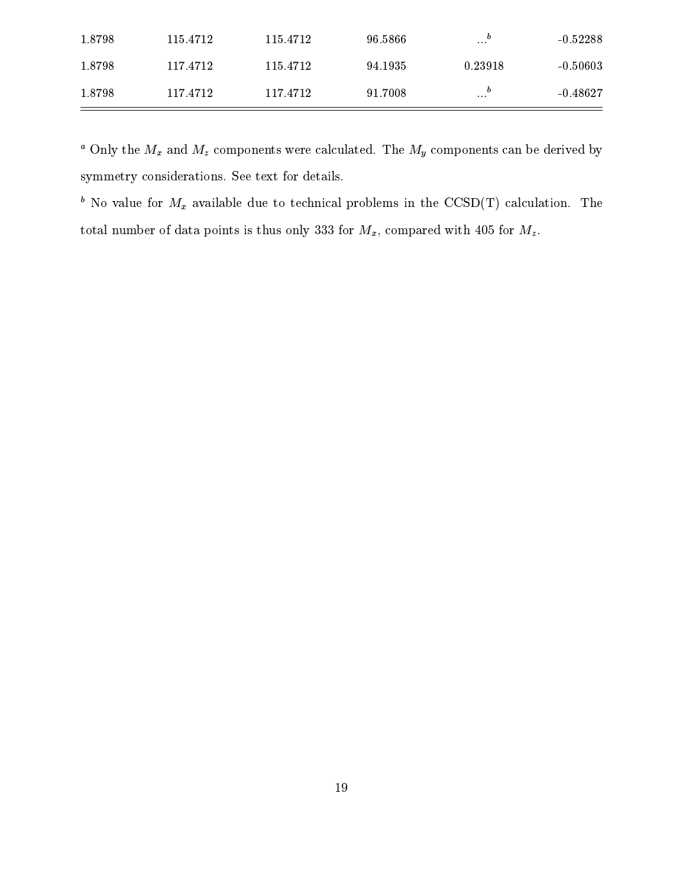| | | | | | |
|---|---|---|---|---|---|
| 1.8798 | 115.4712 | 115.4712 | 96.5866 | ...[b] | -0.52288 |
| 1.8798 | 117.4712 | 115.4712 | 94.1935 | 0.23918 | -0.50603 |
| 1.8798 | 117.4712 | 117.4712 | 91.7008 | ...[b] | -0.48627 |

[a] Only the $M_x$ and $M_z$ components were calculated. The $M_y$ components can be derived by symmetry considerations. See text for details.

[b] No value for $M_x$ available due to technical problems in the CCSD(T) calculation. The total number of data points is thus only 333 for $M_x$, compared with 405 for $M_z$.